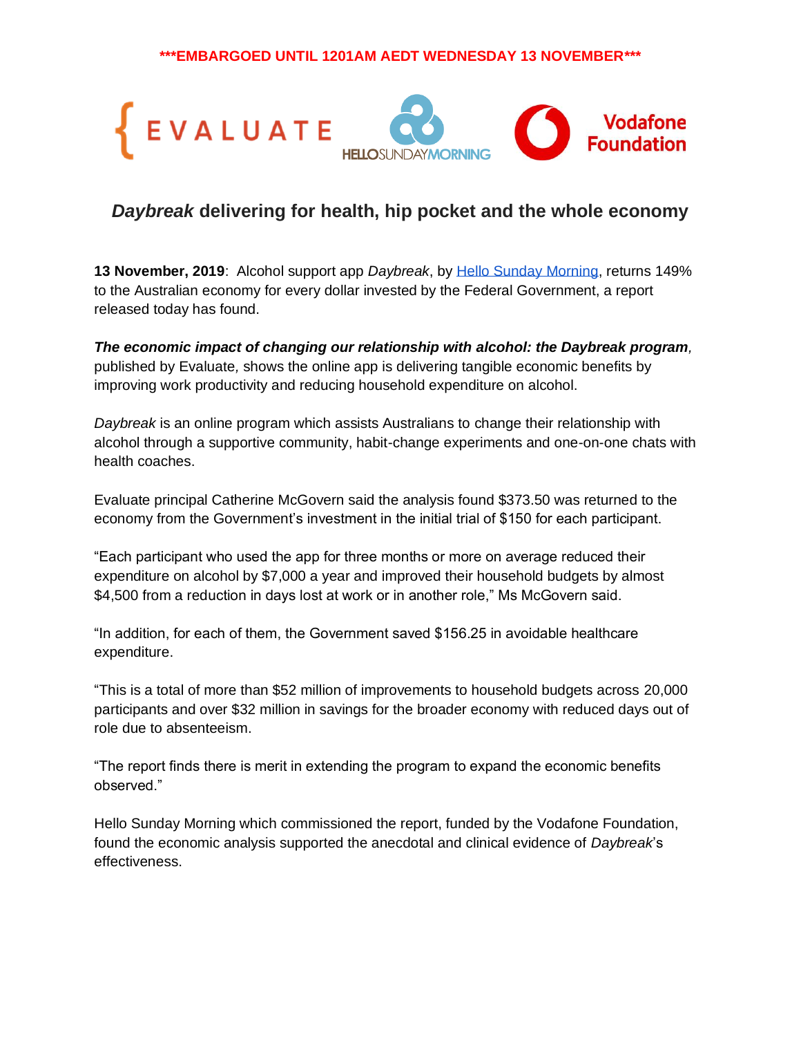***EMBARGOED UNTIL 1201AM AEDT WEDNESDAY 13 NOVEMBER***

# *Daybreak* delivering for health, hip pocket and the whole economy

**13 November, 2019**: Alcohol support app *Daybreak*, by [Hello Sunday Morning](), returns 149% to the Australian economy for every dollar invested by the Federal Government, a report released today has found.

***The economic impact of changing our relationship with alcohol: the Daybreak program****,* published by Evaluate*,* shows the online app is delivering tangible economic benefits by improving work productivity and reducing household expenditure on alcohol.

*Daybreak* is an online program which assists Australians to change their relationship with alcohol through a supportive community, habit-change experiments and one-on-one chats with health coaches.

Evaluate principal Catherine McGovern said the analysis found $373.50 was returned to the economy from the Government's investment in the initial trial of $150 for each participant.

"Each participant who used the app for three months or more on average reduced their expenditure on alcohol by $7,000 a year and improved their household budgets by almost $4,500 from a reduction in days lost at work or in another role," Ms McGovern said.

"In addition, for each of them, the Government saved $156.25 in avoidable healthcare expenditure.

"This is a total of more than $52 million of improvements to household budgets across 20,000 participants and over $32 million in savings for the broader economy with reduced days out of role due to absenteeism.

"The report finds there is merit in extending the program to expand the economic benefits observed."

Hello Sunday Morning which commissioned the report, funded by the Vodafone Foundation, found the economic analysis supported the anecdotal and clinical evidence of *Daybreak*'s effectiveness.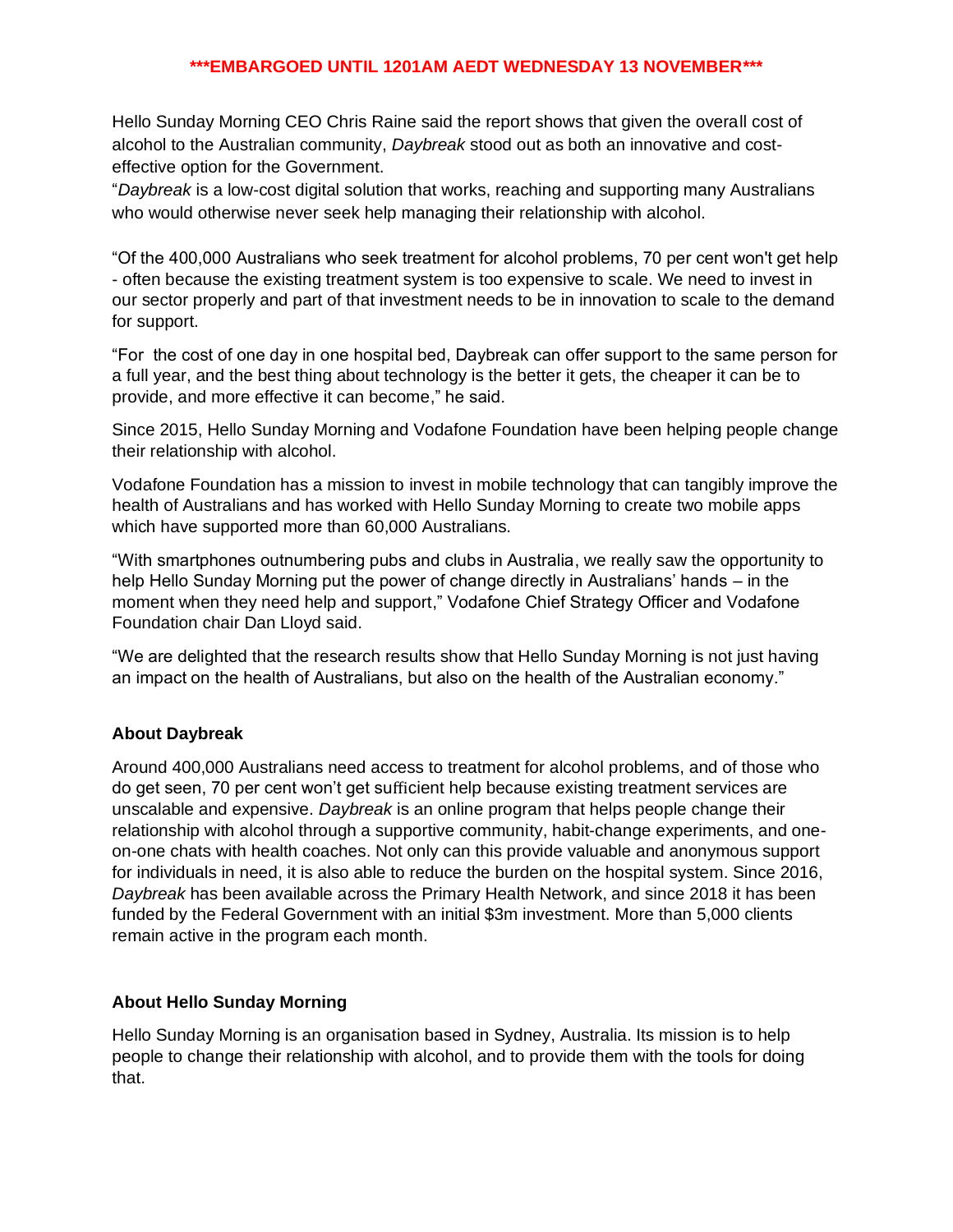**\*\*\*EMBARGOED UNTIL 1201AM AEDT WEDNESDAY 13 NOVEMBER\*\*\***

Hello Sunday Morning CEO Chris Raine said the report shows that given the overall cost of alcohol to the Australian community, *Daybreak* stood out as both an innovative and cost-effective option for the Government.

"*Daybreak* is a low-cost digital solution that works, reaching and supporting many Australians who would otherwise never seek help managing their relationship with alcohol.

"Of the 400,000 Australians who seek treatment for alcohol problems, 70 per cent won't get help - often because the existing treatment system is too expensive to scale. We need to invest in our sector properly and part of that investment needs to be in innovation to scale to the demand for support.

"For the cost of one day in one hospital bed, Daybreak can offer support to the same person for a full year, and the best thing about technology is the better it gets, the cheaper it can be to provide, and more effective it can become," he said.

Since 2015, Hello Sunday Morning and Vodafone Foundation have been helping people change their relationship with alcohol.

Vodafone Foundation has a mission to invest in mobile technology that can tangibly improve the health of Australians and has worked with Hello Sunday Morning to create two mobile apps which have supported more than 60,000 Australians.

"With smartphones outnumbering pubs and clubs in Australia, we really saw the opportunity to help Hello Sunday Morning put the power of change directly in Australians' hands – in the moment when they need help and support," Vodafone Chief Strategy Officer and Vodafone Foundation chair Dan Lloyd said.

"We are delighted that the research results show that Hello Sunday Morning is not just having an impact on the health of Australians, but also on the health of the Australian economy."

## About Daybreak

Around 400,000 Australians need access to treatment for alcohol problems, and of those who do get seen, 70 per cent won't get sufficient help because existing treatment services are unscalable and expensive. *Daybreak* is an online program that helps people change their relationship with alcohol through a supportive community, habit-change experiments, and one-on-one chats with health coaches. Not only can this provide valuable and anonymous support for individuals in need, it is also able to reduce the burden on the hospital system. Since 2016, *Daybreak* has been available across the Primary Health Network, and since 2018 it has been funded by the Federal Government with an initial $3m investment. More than 5,000 clients remain active in the program each month.

## About Hello Sunday Morning

Hello Sunday Morning is an organisation based in Sydney, Australia. Its mission is to help people to change their relationship with alcohol, and to provide them with the tools for doing that.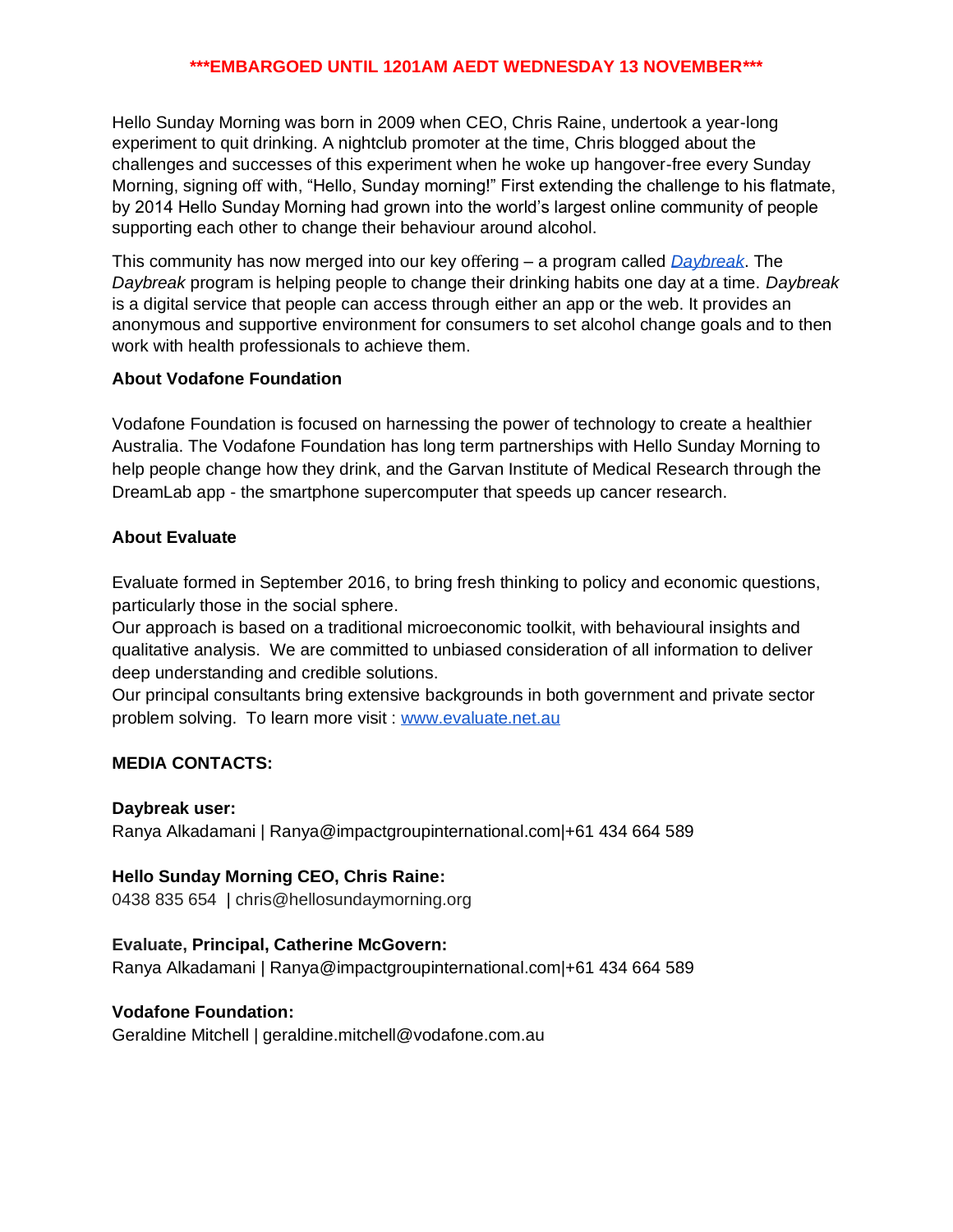**\*\*\*EMBARGOED UNTIL 1201AM AEDT WEDNESDAY 13 NOVEMBER\*\*\***

Hello Sunday Morning was born in 2009 when CEO, Chris Raine, undertook a year-long experiment to quit drinking. A nightclub promoter at the time, Chris blogged about the challenges and successes of this experiment when he woke up hangover-free every Sunday Morning, signing off with, "Hello, Sunday morning!" First extending the challenge to his flatmate, by 2014 Hello Sunday Morning had grown into the world's largest online community of people supporting each other to change their behaviour around alcohol.

This community has now merged into our key offering – a program called *Daybreak*. The *Daybreak* program is helping people to change their drinking habits one day at a time. *Daybreak* is a digital service that people can access through either an app or the web. It provides an anonymous and supportive environment for consumers to set alcohol change goals and to then work with health professionals to achieve them.

**About Vodafone Foundation**

Vodafone Foundation is focused on harnessing the power of technology to create a healthier Australia. The Vodafone Foundation has long term partnerships with Hello Sunday Morning to help people change how they drink, and the Garvan Institute of Medical Research through the DreamLab app - the smartphone supercomputer that speeds up cancer research.

**About Evaluate**

Evaluate formed in September 2016, to bring fresh thinking to policy and economic questions, particularly those in the social sphere.
Our approach is based on a traditional microeconomic toolkit, with behavioural insights and qualitative analysis. We are committed to unbiased consideration of all information to deliver deep understanding and credible solutions.
Our principal consultants bring extensive backgrounds in both government and private sector problem solving. To learn more visit : www.evaluate.net.au

**MEDIA CONTACTS:**

**Daybreak user:**
Ranya Alkadamani | Ranya@impactgroupinternational.com|+61 434 664 589

**Hello Sunday Morning CEO, Chris Raine:**
0438 835 654 | chris@hellosundaymorning.org

**Evaluate, Principal, Catherine McGovern:**
Ranya Alkadamani | Ranya@impactgroupinternational.com|+61 434 664 589

**Vodafone Foundation:**
Geraldine Mitchell | geraldine.mitchell@vodafone.com.au